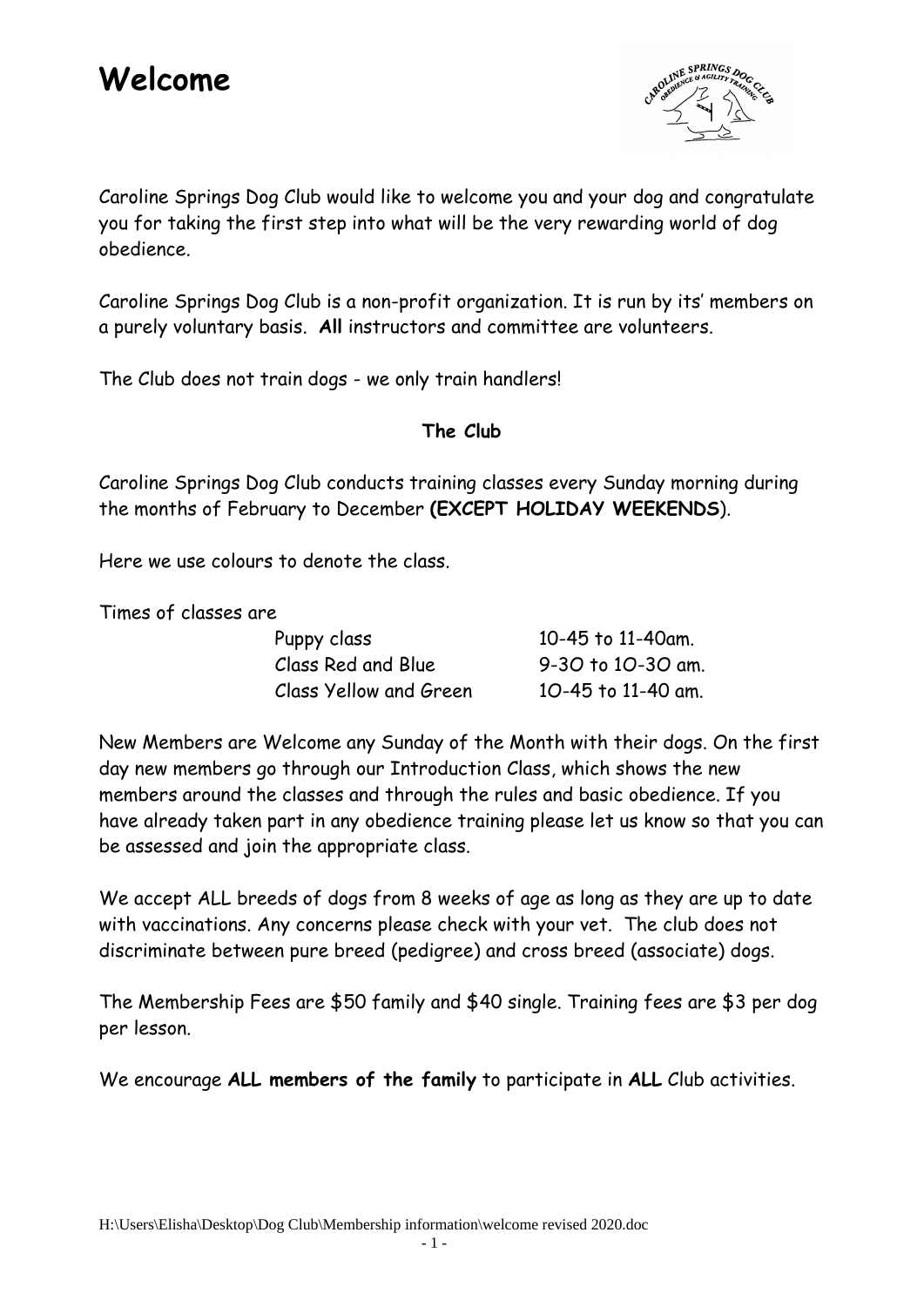# Welcome

Caroline Springs Dog Club would like to welcome you and your dog and congratulate you for taking the first step into what will be the very rewarding world of dog obedience.

Caroline Springs Dog Club is a non-profit organization. It is run by its' members on a purely voluntary basis. **All** instructors and committee are volunteers.

The Club does not train dogs - we only train handlers!

**The Club**

Caroline Springs Dog Club conducts training classes every Sunday morning during the months of February to December **(EXCEPT HOLIDAY WEEKENDS**).

Here we use colours to denote the class.

Times of classes are

| | |
|---|---|
| Puppy class | 10-45 to 11-40am. |
| Class Red and Blue | 9-30 to 10-30 am. |
| Class Yellow and Green | 10-45 to 11-40 am. |

New Members are Welcome any Sunday of the Month with their dogs. On the first day new members go through our Introduction Class, which shows the new members around the classes and through the rules and basic obedience. If you have already taken part in any obedience training please let us know so that you can be assessed and join the appropriate class.

We accept ALL breeds of dogs from 8 weeks of age as long as they are up to date with vaccinations. Any concerns please check with your vet. The club does not discriminate between pure breed (pedigree) and cross breed (associate) dogs.

The Membership Fees are $50 family and $40 single. Training fees are $3 per dog per lesson.

We encourage **ALL members of the family** to participate in **ALL** Club activities.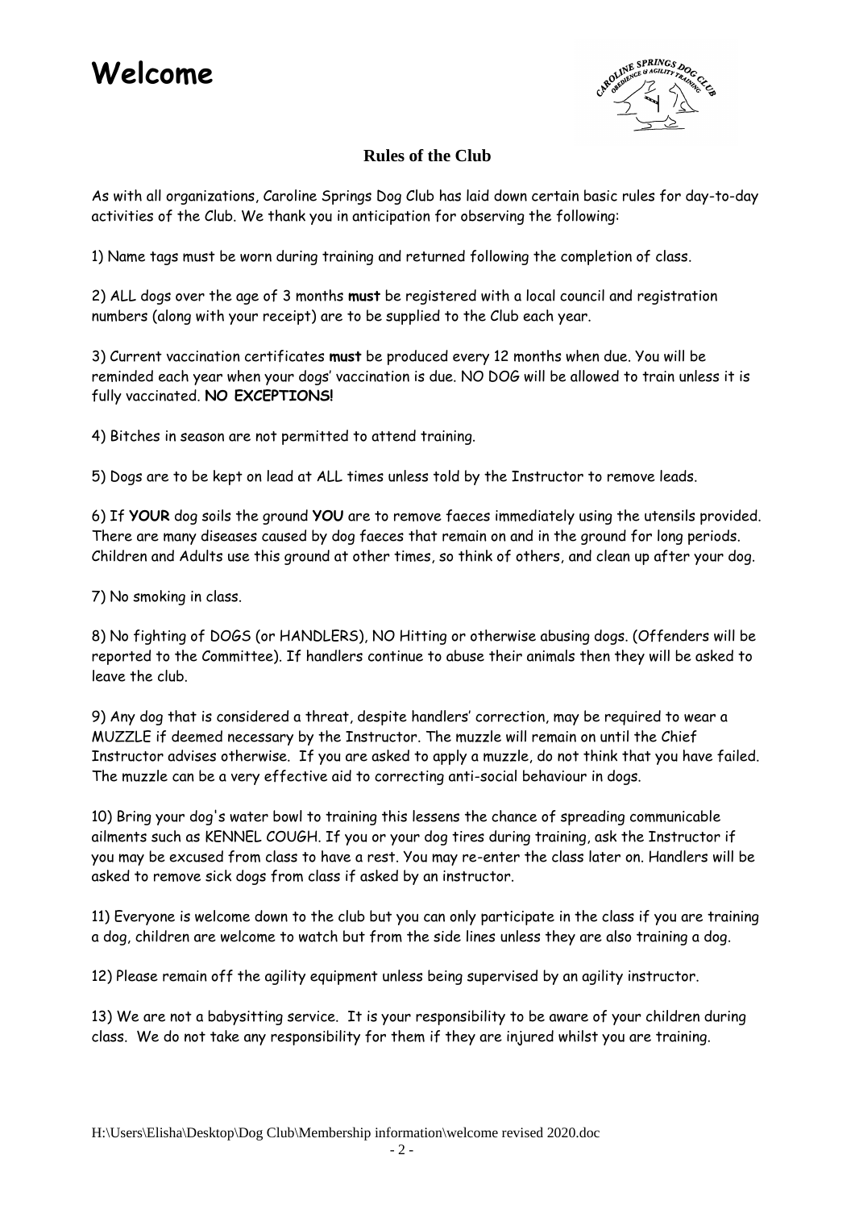# Welcome

## Rules of the Club

As with all organizations, Caroline Springs Dog Club has laid down certain basic rules for day-to-day activities of the Club. We thank you in anticipation for observing the following:

1) Name tags must be worn during training and returned following the completion of class.

2) ALL dogs over the age of 3 months **must** be registered with a local council and registration numbers (along with your receipt) are to be supplied to the Club each year.

3) Current vaccination certificates **must** be produced every 12 months when due. You will be reminded each year when your dogs' vaccination is due. NO DOG will be allowed to train unless it is fully vaccinated. **NO EXCEPTIONS!**

4) Bitches in season are not permitted to attend training.

5) Dogs are to be kept on lead at ALL times unless told by the Instructor to remove leads.

6) If **YOUR** dog soils the ground **YOU** are to remove faeces immediately using the utensils provided. There are many diseases caused by dog faeces that remain on and in the ground for long periods. Children and Adults use this ground at other times, so think of others, and clean up after your dog.

7) No smoking in class.

8) No fighting of DOGS (or HANDLERS), NO Hitting or otherwise abusing dogs. (Offenders will be reported to the Committee). If handlers continue to abuse their animals then they will be asked to leave the club.

9) Any dog that is considered a threat, despite handlers' correction, may be required to wear a MUZZLE if deemed necessary by the Instructor. The muzzle will remain on until the Chief Instructor advises otherwise. If you are asked to apply a muzzle, do not think that you have failed. The muzzle can be a very effective aid to correcting anti-social behaviour in dogs.

10) Bring your dog's water bowl to training this lessens the chance of spreading communicable ailments such as KENNEL COUGH. If you or your dog tires during training, ask the Instructor if you may be excused from class to have a rest. You may re-enter the class later on. Handlers will be asked to remove sick dogs from class if asked by an instructor.

11) Everyone is welcome down to the club but you can only participate in the class if you are training a dog, children are welcome to watch but from the side lines unless they are also training a dog.

12) Please remain off the agility equipment unless being supervised by an agility instructor.

13) We are not a babysitting service. It is your responsibility to be aware of your children during class. We do not take any responsibility for them if they are injured whilst you are training.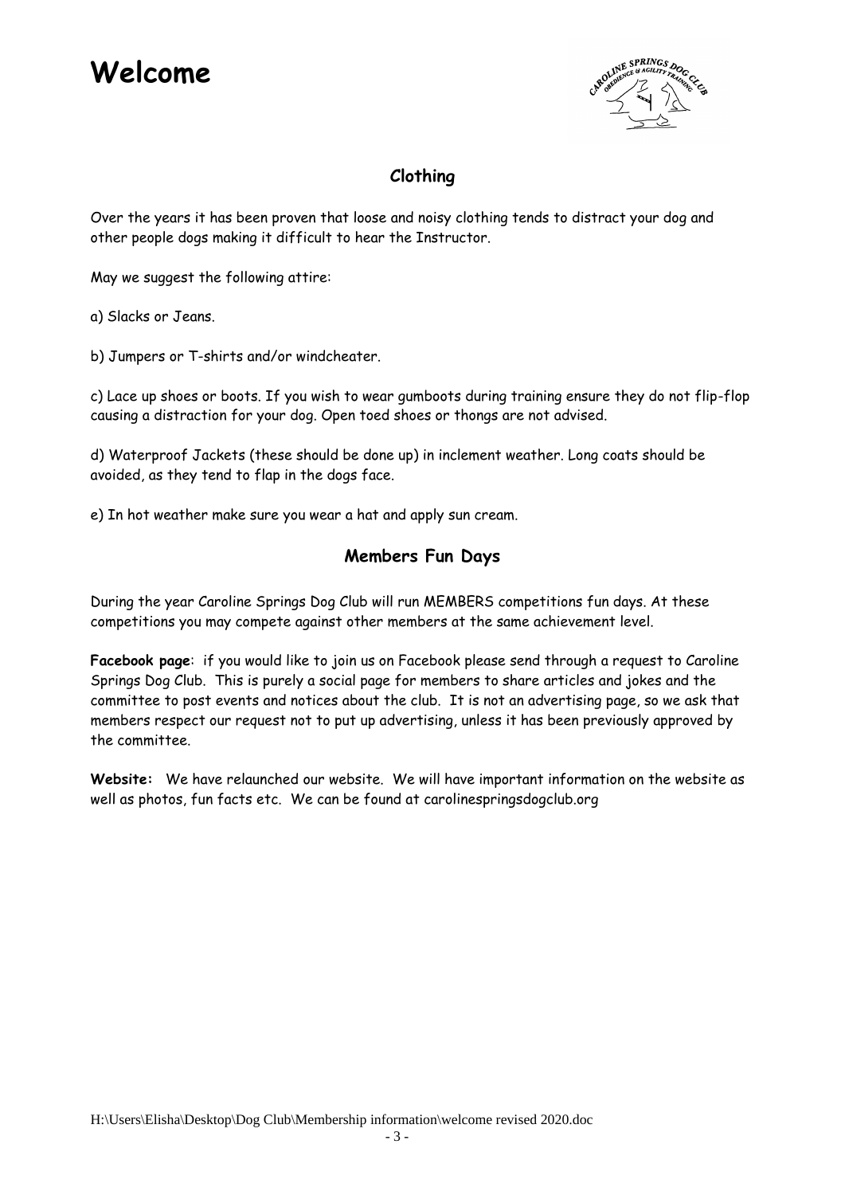# Welcome

## Clothing

Over the years it has been proven that loose and noisy clothing tends to distract your dog and other people dogs making it difficult to hear the Instructor.

May we suggest the following attire:

a) Slacks or Jeans.

b) Jumpers or T-shirts and/or windcheater.

c) Lace up shoes or boots. If you wish to wear gumboots during training ensure they do not flip-flop causing a distraction for your dog. Open toed shoes or thongs are not advised.

d) Waterproof Jackets (these should be done up) in inclement weather. Long coats should be avoided, as they tend to flap in the dogs face.

e) In hot weather make sure you wear a hat and apply sun cream.

## Members Fun Days

During the year Caroline Springs Dog Club will run MEMBERS competitions fun days. At these competitions you may compete against other members at the same achievement level.

**Facebook page**: if you would like to join us on Facebook please send through a request to Caroline Springs Dog Club. This is purely a social page for members to share articles and jokes and the committee to post events and notices about the club. It is not an advertising page, so we ask that members respect our request not to put up advertising, unless it has been previously approved by the committee.

**Website:** We have relaunched our website. We will have important information on the website as well as photos, fun facts etc. We can be found at carolinespringsdogclub.org